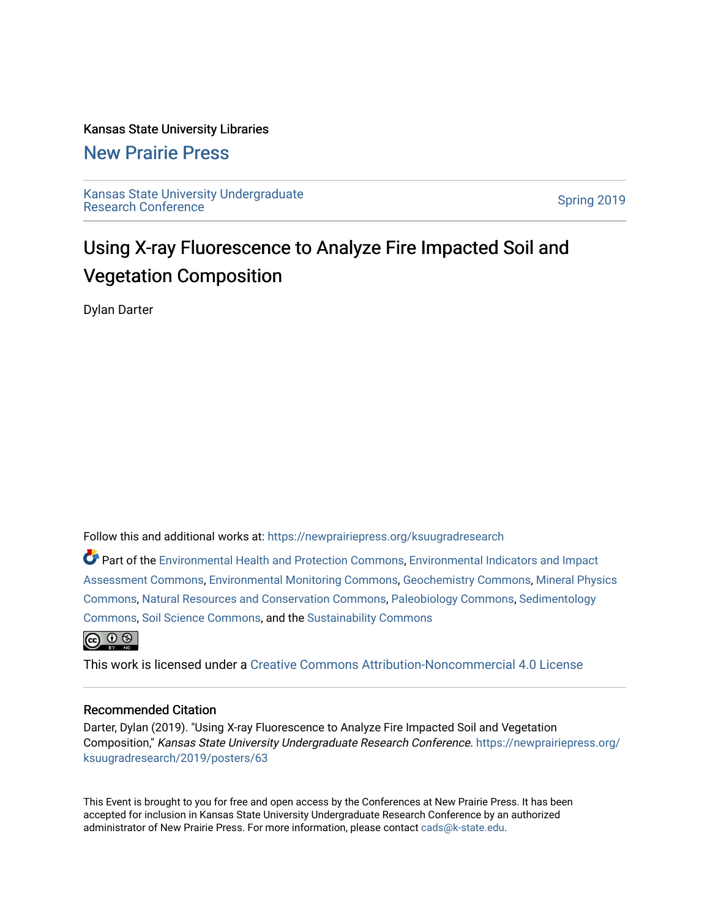Kansas State University Libraries

## New Prairie Press

Kansas State University Undergraduate Research Conference

Spring 2019

# Using X-ray Fluorescence to Analyze Fire Impacted Soil and Vegetation Composition

Dylan Darter

Follow this and additional works at: https://newprairiepress.org/ksuugradresearch

Part of the Environmental Health and Protection Commons, Environmental Indicators and Impact Assessment Commons, Environmental Monitoring Commons, Geochemistry Commons, Mineral Physics Commons, Natural Resources and Conservation Commons, Paleobiology Commons, Sedimentology Commons, Soil Science Commons, and the Sustainability Commons

This work is licensed under a Creative Commons Attribution-Noncommercial 4.0 License

### Recommended Citation

Darter, Dylan (2019). "Using X-ray Fluorescence to Analyze Fire Impacted Soil and Vegetation Composition," *Kansas State University Undergraduate Research Conference*. https://newprairiepress.org/ksuugradresearch/2019/posters/63

This Event is brought to you for free and open access by the Conferences at New Prairie Press. It has been accepted for inclusion in Kansas State University Undergraduate Research Conference by an authorized administrator of New Prairie Press. For more information, please contact cads@k-state.edu.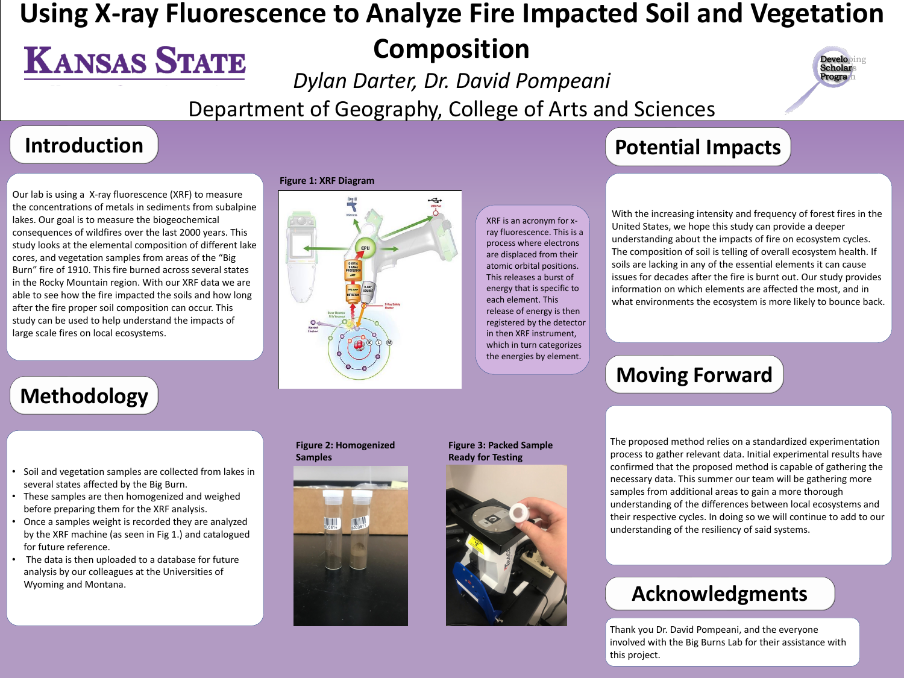# Using X-ray Fluorescence to Analyze Fire Impacted Soil and Vegetation Composition

*Dylan Darter, Dr. David Pompeani*

Department of Geography, College of Arts and Sciences

## Introduction

Our lab is using a X-ray fluorescence (XRF) to measure the concentrations of metals in sediments from subalpine lakes. Our goal is to measure the biogeochemical consequences of wildfires over the last 2000 years. This study looks at the elemental composition of different lake cores, and vegetation samples from areas of the "Big Burn" fire of 1910. This fire burned across several states in the Rocky Mountain region. With our XRF data we are able to see how the fire impacted the soils and how long after the fire proper soil composition can occur. This study can be used to help understand the impacts of large scale fires on local ecosystems.

**Figure 1: XRF Diagram**

XRF is an acronym for x-ray fluorescence. This is a process where electrons are displaced from their atomic orbital positions. This releases a burst of energy that is specific to each element. This release of energy is then registered by the detector in then XRF instrument, which in turn categorizes the energies by element.

## Methodology

- Soil and vegetation samples are collected from lakes in several states affected by the Big Burn.
- These samples are then homogenized and weighed before preparing them for the XRF analysis.
- Once a samples weight is recorded they are analyzed by the XRF machine (as seen in Fig 1.) and catalogued for future reference.
- The data is then uploaded to a database for future analysis by our colleagues at the Universities of Wyoming and Montana.

**Figure 2: Homogenized Samples**

**Figure 3: Packed Sample Ready for Testing**

## Potential Impacts

With the increasing intensity and frequency of forest fires in the United States, we hope this study can provide a deeper understanding about the impacts of fire on ecosystem cycles. The composition of soil is telling of overall ecosystem health. If soils are lacking in any of the essential elements it can cause issues for decades after the fire is burnt out. Our study provides information on which elements are affected the most, and in what environments the ecosystem is more likely to bounce back.

## Moving Forward

The proposed method relies on a standardized experimentation process to gather relevant data. Initial experimental results have confirmed that the proposed method is capable of gathering the necessary data. This summer our team will be gathering more samples from additional areas to gain a more thorough understanding of the differences between local ecosystems and their respective cycles. In doing so we will continue to add to our understanding of the resiliency of said systems.

## Acknowledgments

Thank you Dr. David Pompeani, and the everyone involved with the Big Burns Lab for their assistance with this project.